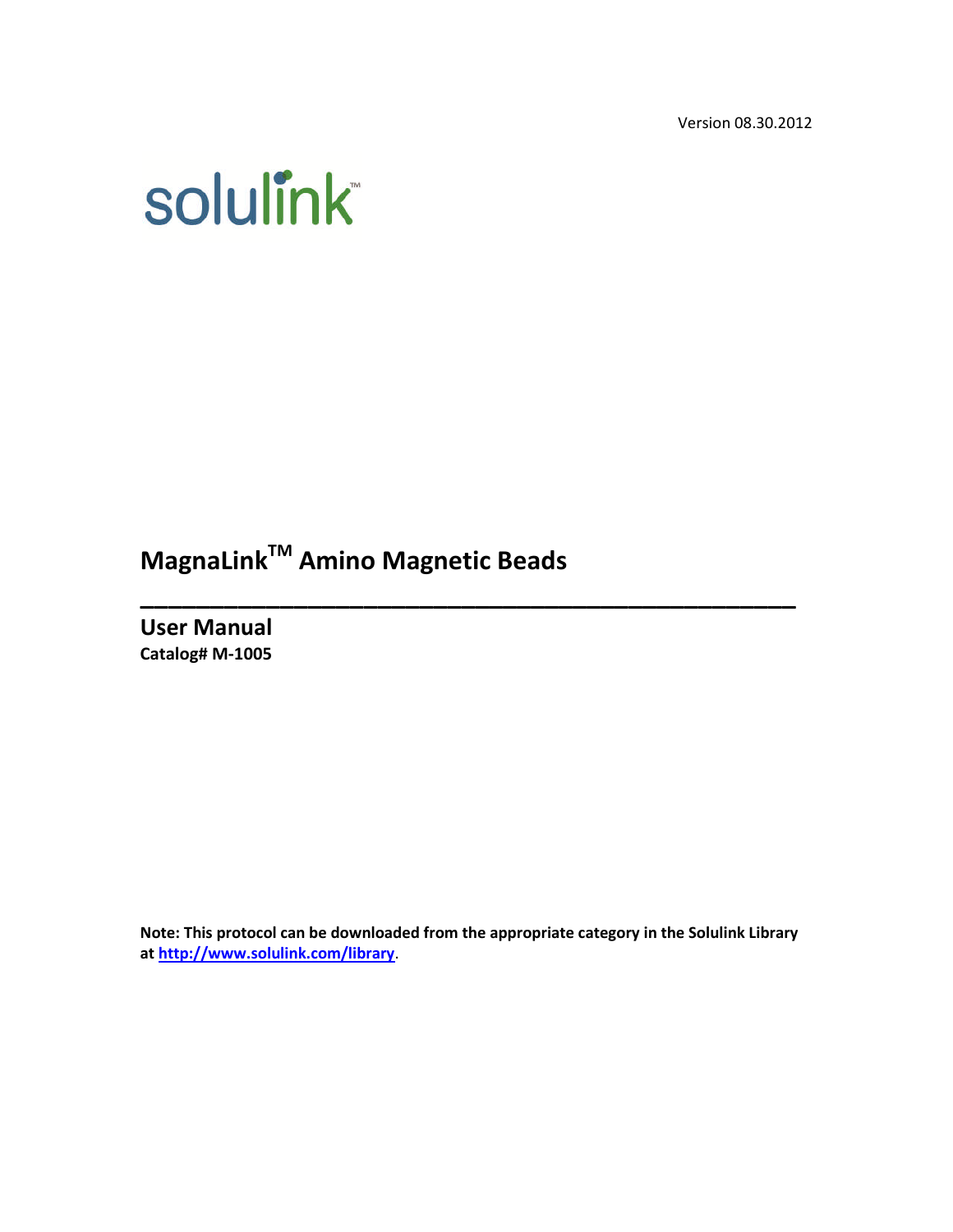Version 08.30.2012

solulink™

# MagnaLink™ Amino Magnetic Beads

---

## User Manual

**Catalog# M-1005**

**Note: This protocol can be downloaded from the appropriate category in the Solulink Library at [http://www.solulink.com/library](http://www.solulink.com/library).**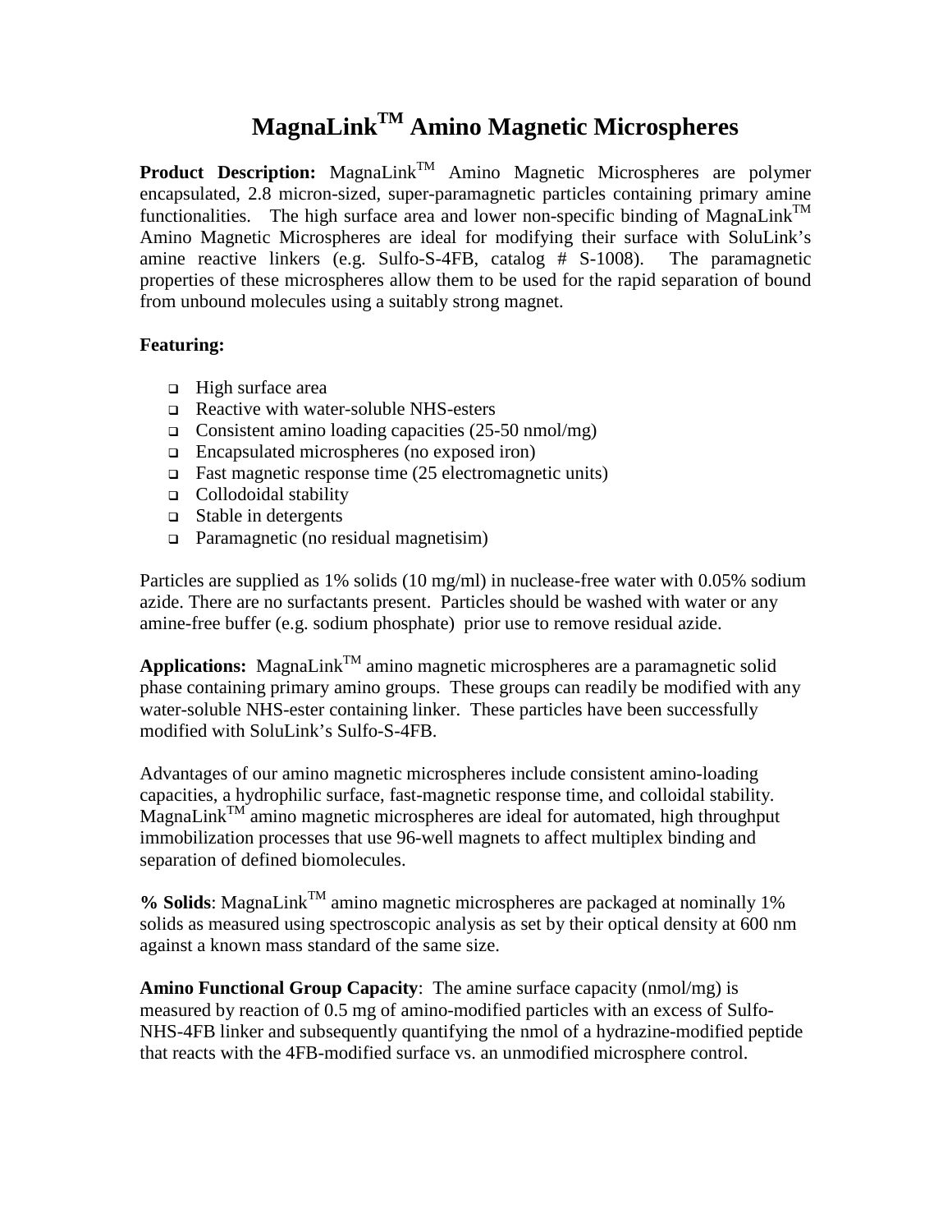# MagnaLink$^{TM}$ Amino Magnetic Microspheres

**Product Description:** MagnaLink$^{TM}$ Amino Magnetic Microspheres are polymer encapsulated, 2.8 micron-sized, super-paramagnetic particles containing primary amine functionalities. The high surface area and lower non-specific binding of MagnaLink$^{TM}$ Amino Magnetic Microspheres are ideal for modifying their surface with SoluLink's amine reactive linkers (e.g. Sulfo-S-4FB, catalog # S-1008). The paramagnetic properties of these microspheres allow them to be used for the rapid separation of bound from unbound molecules using a suitably strong magnet.

**Featuring:**

- High surface area
- Reactive with water-soluble NHS-esters
- Consistent amino loading capacities (25-50 nmol/mg)
- Encapsulated microspheres (no exposed iron)
- Fast magnetic response time (25 electromagnetic units)
- Collodoidal stability
- Stable in detergents
- Paramagnetic (no residual magnetisim)

Particles are supplied as 1% solids (10 mg/ml) in nuclease-free water with 0.05% sodium azide. There are no surfactants present. Particles should be washed with water or any amine-free buffer (e.g. sodium phosphate) prior use to remove residual azide.

**Applications:** MagnaLink$^{TM}$ amino magnetic microspheres are a paramagnetic solid phase containing primary amino groups. These groups can readily be modified with any water-soluble NHS-ester containing linker. These particles have been successfully modified with SoluLink's Sulfo-S-4FB.

Advantages of our amino magnetic microspheres include consistent amino-loading capacities, a hydrophilic surface, fast-magnetic response time, and colloidal stability. MagnaLink$^{TM}$ amino magnetic microspheres are ideal for automated, high throughput immobilization processes that use 96-well magnets to affect multiplex binding and separation of defined biomolecules.

**% Solids**: MagnaLink$^{TM}$ amino magnetic microspheres are packaged at nominally 1% solids as measured using spectroscopic analysis as set by their optical density at 600 nm against a known mass standard of the same size.

**Amino Functional Group Capacity**: The amine surface capacity (nmol/mg) is measured by reaction of 0.5 mg of amino-modified particles with an excess of Sulfo-NHS-4FB linker and subsequently quantifying the nmol of a hydrazine-modified peptide that reacts with the 4FB-modified surface vs. an unmodified microsphere control.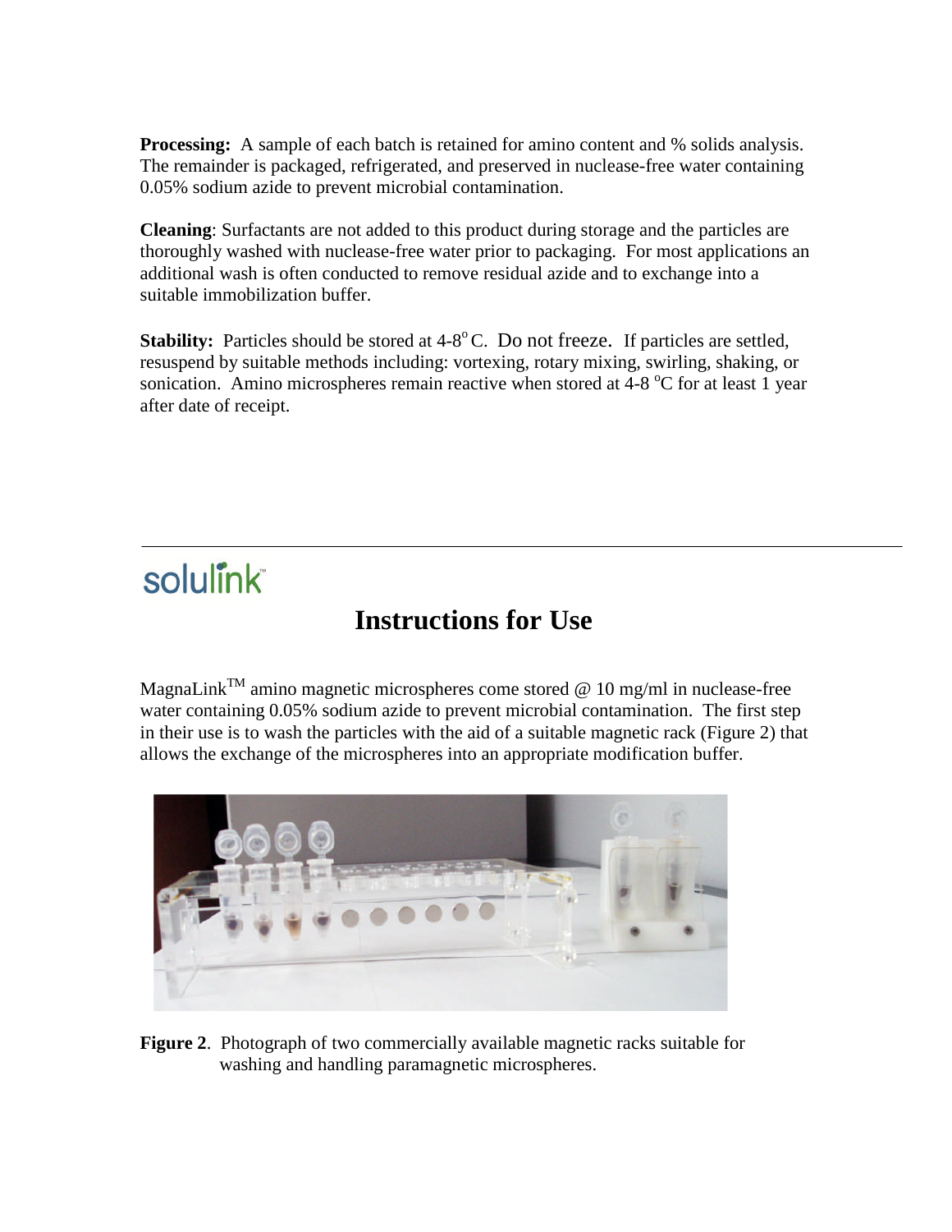**Processing:** A sample of each batch is retained for amino content and % solids analysis. The remainder is packaged, refrigerated, and preserved in nuclease-free water containing 0.05% sodium azide to prevent microbial contamination.

**Cleaning**: Surfactants are not added to this product during storage and the particles are thoroughly washed with nuclease-free water prior to packaging. For most applications an additional wash is often conducted to remove residual azide and to exchange into a suitable immobilization buffer.

**Stability:** Particles should be stored at 4-8$^{o}$C. Do not freeze. If particles are settled, resuspend by suitable methods including: vortexing, rotary mixing, swirling, shaking, or sonication. Amino microspheres remain reactive when stored at 4-8 $^{o}$C for at least 1 year after date of receipt.

---

solulink

# Instructions for Use

MagnaLink™ amino magnetic microspheres come stored @ 10 mg/ml in nuclease-free water containing 0.05% sodium azide to prevent microbial contamination. The first step in their use is to wash the particles with the aid of a suitable magnetic rack (Figure 2) that allows the exchange of the microspheres into an appropriate modification buffer.

**Figure 2**. Photograph of two commercially available magnetic racks suitable for washing and handling paramagnetic microspheres.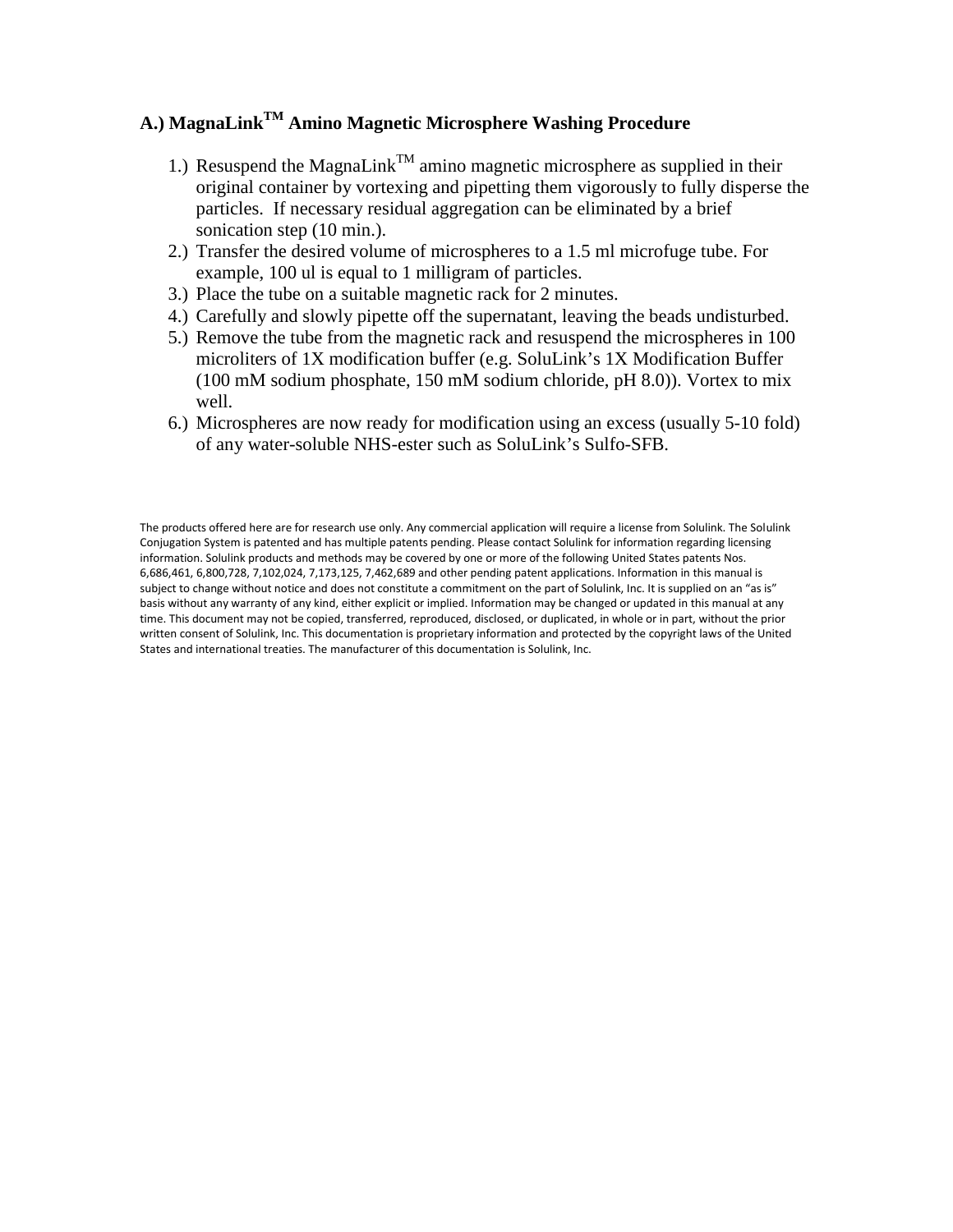## A.) MagnaLink™ Amino Magnetic Microsphere Washing Procedure

1.) Resuspend the MagnaLink™ amino magnetic microsphere as supplied in their original container by vortexing and pipetting them vigorously to fully disperse the particles. If necessary residual aggregation can be eliminated by a brief sonication step (10 min.).
2.) Transfer the desired volume of microspheres to a 1.5 ml microfuge tube. For example, 100 ul is equal to 1 milligram of particles.
3.) Place the tube on a suitable magnetic rack for 2 minutes.
4.) Carefully and slowly pipette off the supernatant, leaving the beads undisturbed.
5.) Remove the tube from the magnetic rack and resuspend the microspheres in 100 microliters of 1X modification buffer (e.g. SoluLink's 1X Modification Buffer (100 mM sodium phosphate, 150 mM sodium chloride, pH 8.0)). Vortex to mix well.
6.) Microspheres are now ready for modification using an excess (usually 5-10 fold) of any water-soluble NHS-ester such as SoluLink's Sulfo-SFB.

The products offered here are for research use only. Any commercial application will require a license from Solulink. The Solulink Conjugation System is patented and has multiple patents pending. Please contact Solulink for information regarding licensing information. Solulink products and methods may be covered by one or more of the following United States patents Nos. 6,686,461, 6,800,728, 7,102,024, 7,173,125, 7,462,689 and other pending patent applications. Information in this manual is subject to change without notice and does not constitute a commitment on the part of Solulink, Inc. It is supplied on an "as is" basis without any warranty of any kind, either explicit or implied. Information may be changed or updated in this manual at any time. This document may not be copied, transferred, reproduced, disclosed, or duplicated, in whole or in part, without the prior written consent of Solulink, Inc. This documentation is proprietary information and protected by the copyright laws of the United States and international treaties. The manufacturer of this documentation is Solulink, Inc.